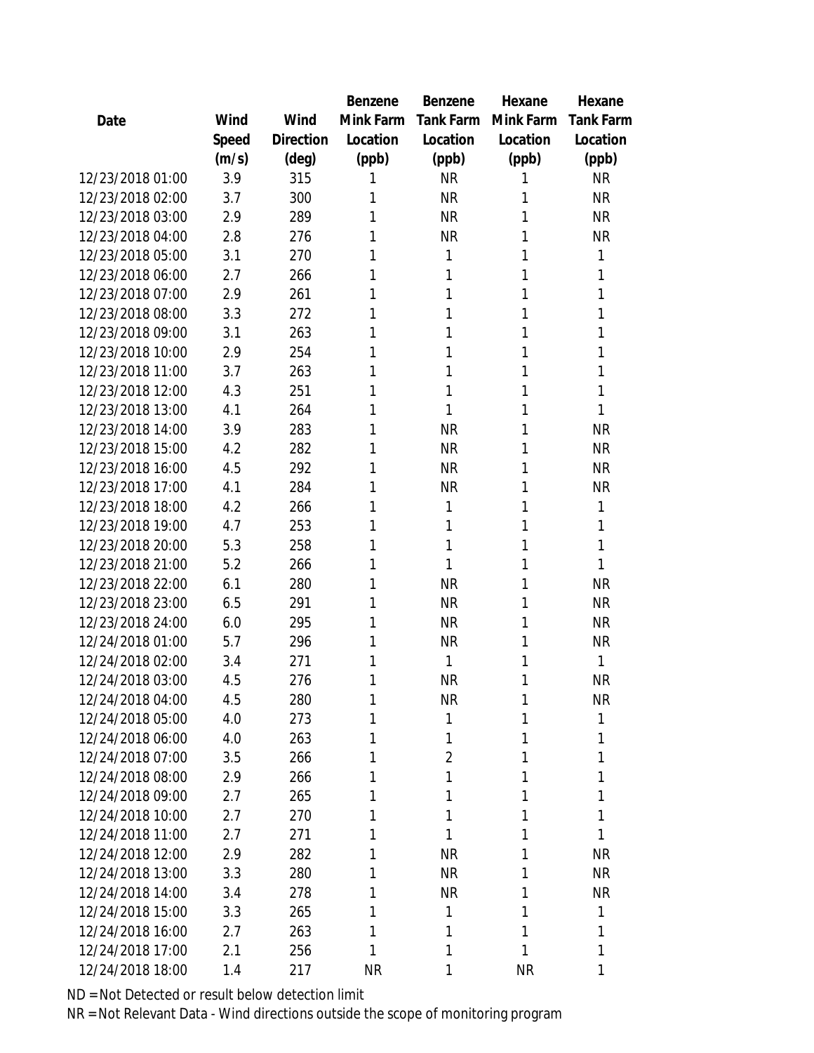| Date | Wind Speed (m/s) | Wind Direction (deg) | Benzene Mink Farm Location (ppb) | Benzene Tank Farm Location (ppb) | Hexane Mink Farm Location (ppb) | Hexane Tank Farm Location (ppb) |
|---|---|---|---|---|---|---|
| 12/23/2018 01:00 | 3.9 | 315 | 1 | NR | 1 | NR |
| 12/23/2018 02:00 | 3.7 | 300 | 1 | NR | 1 | NR |
| 12/23/2018 03:00 | 2.9 | 289 | 1 | NR | 1 | NR |
| 12/23/2018 04:00 | 2.8 | 276 | 1 | NR | 1 | NR |
| 12/23/2018 05:00 | 3.1 | 270 | 1 | 1 | 1 | 1 |
| 12/23/2018 06:00 | 2.7 | 266 | 1 | 1 | 1 | 1 |
| 12/23/2018 07:00 | 2.9 | 261 | 1 | 1 | 1 | 1 |
| 12/23/2018 08:00 | 3.3 | 272 | 1 | 1 | 1 | 1 |
| 12/23/2018 09:00 | 3.1 | 263 | 1 | 1 | 1 | 1 |
| 12/23/2018 10:00 | 2.9 | 254 | 1 | 1 | 1 | 1 |
| 12/23/2018 11:00 | 3.7 | 263 | 1 | 1 | 1 | 1 |
| 12/23/2018 12:00 | 4.3 | 251 | 1 | 1 | 1 | 1 |
| 12/23/2018 13:00 | 4.1 | 264 | 1 | 1 | 1 | 1 |
| 12/23/2018 14:00 | 3.9 | 283 | 1 | NR | 1 | NR |
| 12/23/2018 15:00 | 4.2 | 282 | 1 | NR | 1 | NR |
| 12/23/2018 16:00 | 4.5 | 292 | 1 | NR | 1 | NR |
| 12/23/2018 17:00 | 4.1 | 284 | 1 | NR | 1 | NR |
| 12/23/2018 18:00 | 4.2 | 266 | 1 | 1 | 1 | 1 |
| 12/23/2018 19:00 | 4.7 | 253 | 1 | 1 | 1 | 1 |
| 12/23/2018 20:00 | 5.3 | 258 | 1 | 1 | 1 | 1 |
| 12/23/2018 21:00 | 5.2 | 266 | 1 | 1 | 1 | 1 |
| 12/23/2018 22:00 | 6.1 | 280 | 1 | NR | 1 | NR |
| 12/23/2018 23:00 | 6.5 | 291 | 1 | NR | 1 | NR |
| 12/23/2018 24:00 | 6.0 | 295 | 1 | NR | 1 | NR |
| 12/24/2018 01:00 | 5.7 | 296 | 1 | NR | 1 | NR |
| 12/24/2018 02:00 | 3.4 | 271 | 1 | 1 | 1 | 1 |
| 12/24/2018 03:00 | 4.5 | 276 | 1 | NR | 1 | NR |
| 12/24/2018 04:00 | 4.5 | 280 | 1 | NR | 1 | NR |
| 12/24/2018 05:00 | 4.0 | 273 | 1 | 1 | 1 | 1 |
| 12/24/2018 06:00 | 4.0 | 263 | 1 | 1 | 1 | 1 |
| 12/24/2018 07:00 | 3.5 | 266 | 1 | 2 | 1 | 1 |
| 12/24/2018 08:00 | 2.9 | 266 | 1 | 1 | 1 | 1 |
| 12/24/2018 09:00 | 2.7 | 265 | 1 | 1 | 1 | 1 |
| 12/24/2018 10:00 | 2.7 | 270 | 1 | 1 | 1 | 1 |
| 12/24/2018 11:00 | 2.7 | 271 | 1 | 1 | 1 | 1 |
| 12/24/2018 12:00 | 2.9 | 282 | 1 | NR | 1 | NR |
| 12/24/2018 13:00 | 3.3 | 280 | 1 | NR | 1 | NR |
| 12/24/2018 14:00 | 3.4 | 278 | 1 | NR | 1 | NR |
| 12/24/2018 15:00 | 3.3 | 265 | 1 | 1 | 1 | 1 |
| 12/24/2018 16:00 | 2.7 | 263 | 1 | 1 | 1 | 1 |
| 12/24/2018 17:00 | 2.1 | 256 | 1 | 1 | 1 | 1 |
| 12/24/2018 18:00 | 1.4 | 217 | NR | 1 | NR | 1 |

ND = Not Detected or result below detection limit

NR = Not Relevant Data - Wind directions outside the scope of monitoring program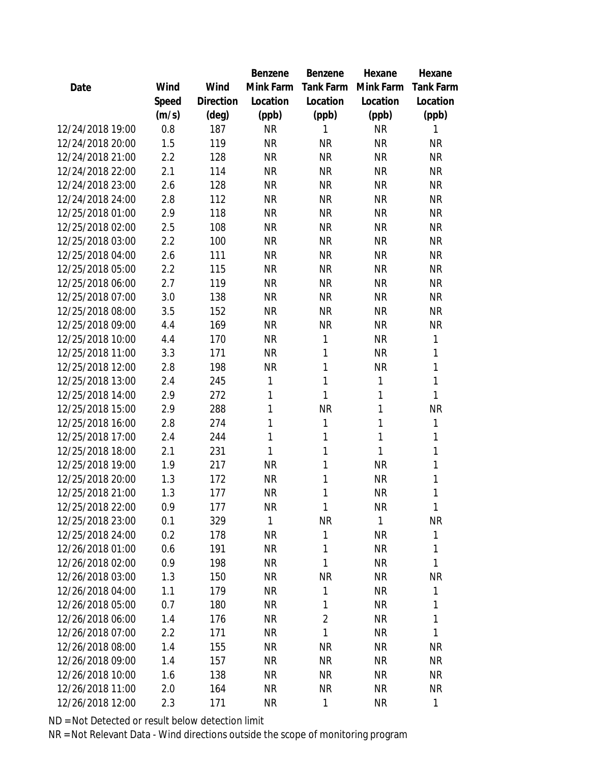| Date | Wind Speed (m/s) | Wind Direction (deg) | Benzene Mink Farm Location (ppb) | Benzene Tank Farm Location (ppb) | Hexane Mink Farm Location (ppb) | Hexane Tank Farm Location (ppb) |
|---|---|---|---|---|---|---|
| 12/24/2018 19:00 | 0.8 | 187 | NR | 1 | NR | 1 |
| 12/24/2018 20:00 | 1.5 | 119 | NR | NR | NR | NR |
| 12/24/2018 21:00 | 2.2 | 128 | NR | NR | NR | NR |
| 12/24/2018 22:00 | 2.1 | 114 | NR | NR | NR | NR |
| 12/24/2018 23:00 | 2.6 | 128 | NR | NR | NR | NR |
| 12/24/2018 24:00 | 2.8 | 112 | NR | NR | NR | NR |
| 12/25/2018 01:00 | 2.9 | 118 | NR | NR | NR | NR |
| 12/25/2018 02:00 | 2.5 | 108 | NR | NR | NR | NR |
| 12/25/2018 03:00 | 2.2 | 100 | NR | NR | NR | NR |
| 12/25/2018 04:00 | 2.6 | 111 | NR | NR | NR | NR |
| 12/25/2018 05:00 | 2.2 | 115 | NR | NR | NR | NR |
| 12/25/2018 06:00 | 2.7 | 119 | NR | NR | NR | NR |
| 12/25/2018 07:00 | 3.0 | 138 | NR | NR | NR | NR |
| 12/25/2018 08:00 | 3.5 | 152 | NR | NR | NR | NR |
| 12/25/2018 09:00 | 4.4 | 169 | NR | NR | NR | NR |
| 12/25/2018 10:00 | 4.4 | 170 | NR | 1 | NR | 1 |
| 12/25/2018 11:00 | 3.3 | 171 | NR | 1 | NR | 1 |
| 12/25/2018 12:00 | 2.8 | 198 | NR | 1 | NR | 1 |
| 12/25/2018 13:00 | 2.4 | 245 | 1 | 1 | 1 | 1 |
| 12/25/2018 14:00 | 2.9 | 272 | 1 | 1 | 1 | 1 |
| 12/25/2018 15:00 | 2.9 | 288 | 1 | NR | 1 | NR |
| 12/25/2018 16:00 | 2.8 | 274 | 1 | 1 | 1 | 1 |
| 12/25/2018 17:00 | 2.4 | 244 | 1 | 1 | 1 | 1 |
| 12/25/2018 18:00 | 2.1 | 231 | 1 | 1 | 1 | 1 |
| 12/25/2018 19:00 | 1.9 | 217 | NR | 1 | NR | 1 |
| 12/25/2018 20:00 | 1.3 | 172 | NR | 1 | NR | 1 |
| 12/25/2018 21:00 | 1.3 | 177 | NR | 1 | NR | 1 |
| 12/25/2018 22:00 | 0.9 | 177 | NR | 1 | NR | 1 |
| 12/25/2018 23:00 | 0.1 | 329 | 1 | NR | 1 | NR |
| 12/25/2018 24:00 | 0.2 | 178 | NR | 1 | NR | 1 |
| 12/26/2018 01:00 | 0.6 | 191 | NR | 1 | NR | 1 |
| 12/26/2018 02:00 | 0.9 | 198 | NR | 1 | NR | 1 |
| 12/26/2018 03:00 | 1.3 | 150 | NR | NR | NR | NR |
| 12/26/2018 04:00 | 1.1 | 179 | NR | 1 | NR | 1 |
| 12/26/2018 05:00 | 0.7 | 180 | NR | 1 | NR | 1 |
| 12/26/2018 06:00 | 1.4 | 176 | NR | 2 | NR | 1 |
| 12/26/2018 07:00 | 2.2 | 171 | NR | 1 | NR | 1 |
| 12/26/2018 08:00 | 1.4 | 155 | NR | NR | NR | NR |
| 12/26/2018 09:00 | 1.4 | 157 | NR | NR | NR | NR |
| 12/26/2018 10:00 | 1.6 | 138 | NR | NR | NR | NR |
| 12/26/2018 11:00 | 2.0 | 164 | NR | NR | NR | NR |
| 12/26/2018 12:00 | 2.3 | 171 | NR | 1 | NR | 1 |

ND = Not Detected or result below detection limit

NR = Not Relevant Data - Wind directions outside the scope of monitoring program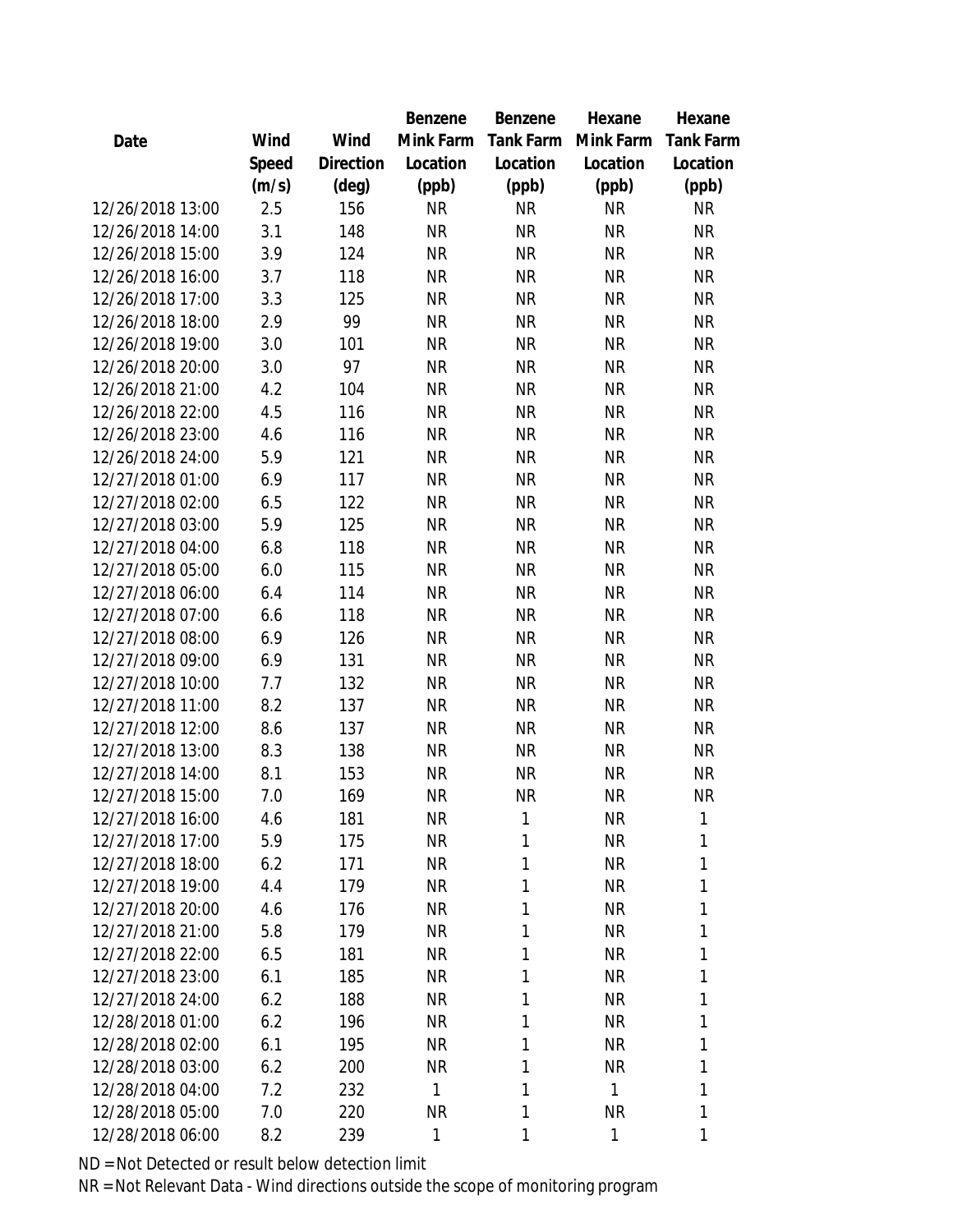| Date | Wind Speed (m/s) | Wind Direction (deg) | Benzene Mink Farm Location (ppb) | Benzene Tank Farm Location (ppb) | Hexane Mink Farm Location (ppb) | Hexane Tank Farm Location (ppb) |
|---|---|---|---|---|---|---|
| 12/26/2018 13:00 | 2.5 | 156 | NR | NR | NR | NR |
| 12/26/2018 14:00 | 3.1 | 148 | NR | NR | NR | NR |
| 12/26/2018 15:00 | 3.9 | 124 | NR | NR | NR | NR |
| 12/26/2018 16:00 | 3.7 | 118 | NR | NR | NR | NR |
| 12/26/2018 17:00 | 3.3 | 125 | NR | NR | NR | NR |
| 12/26/2018 18:00 | 2.9 | 99 | NR | NR | NR | NR |
| 12/26/2018 19:00 | 3.0 | 101 | NR | NR | NR | NR |
| 12/26/2018 20:00 | 3.0 | 97 | NR | NR | NR | NR |
| 12/26/2018 21:00 | 4.2 | 104 | NR | NR | NR | NR |
| 12/26/2018 22:00 | 4.5 | 116 | NR | NR | NR | NR |
| 12/26/2018 23:00 | 4.6 | 116 | NR | NR | NR | NR |
| 12/26/2018 24:00 | 5.9 | 121 | NR | NR | NR | NR |
| 12/27/2018 01:00 | 6.9 | 117 | NR | NR | NR | NR |
| 12/27/2018 02:00 | 6.5 | 122 | NR | NR | NR | NR |
| 12/27/2018 03:00 | 5.9 | 125 | NR | NR | NR | NR |
| 12/27/2018 04:00 | 6.8 | 118 | NR | NR | NR | NR |
| 12/27/2018 05:00 | 6.0 | 115 | NR | NR | NR | NR |
| 12/27/2018 06:00 | 6.4 | 114 | NR | NR | NR | NR |
| 12/27/2018 07:00 | 6.6 | 118 | NR | NR | NR | NR |
| 12/27/2018 08:00 | 6.9 | 126 | NR | NR | NR | NR |
| 12/27/2018 09:00 | 6.9 | 131 | NR | NR | NR | NR |
| 12/27/2018 10:00 | 7.7 | 132 | NR | NR | NR | NR |
| 12/27/2018 11:00 | 8.2 | 137 | NR | NR | NR | NR |
| 12/27/2018 12:00 | 8.6 | 137 | NR | NR | NR | NR |
| 12/27/2018 13:00 | 8.3 | 138 | NR | NR | NR | NR |
| 12/27/2018 14:00 | 8.1 | 153 | NR | NR | NR | NR |
| 12/27/2018 15:00 | 7.0 | 169 | NR | NR | NR | NR |
| 12/27/2018 16:00 | 4.6 | 181 | NR | 1 | NR | 1 |
| 12/27/2018 17:00 | 5.9 | 175 | NR | 1 | NR | 1 |
| 12/27/2018 18:00 | 6.2 | 171 | NR | 1 | NR | 1 |
| 12/27/2018 19:00 | 4.4 | 179 | NR | 1 | NR | 1 |
| 12/27/2018 20:00 | 4.6 | 176 | NR | 1 | NR | 1 |
| 12/27/2018 21:00 | 5.8 | 179 | NR | 1 | NR | 1 |
| 12/27/2018 22:00 | 6.5 | 181 | NR | 1 | NR | 1 |
| 12/27/2018 23:00 | 6.1 | 185 | NR | 1 | NR | 1 |
| 12/27/2018 24:00 | 6.2 | 188 | NR | 1 | NR | 1 |
| 12/28/2018 01:00 | 6.2 | 196 | NR | 1 | NR | 1 |
| 12/28/2018 02:00 | 6.1 | 195 | NR | 1 | NR | 1 |
| 12/28/2018 03:00 | 6.2 | 200 | NR | 1 | NR | 1 |
| 12/28/2018 04:00 | 7.2 | 232 | 1 | 1 | 1 | 1 |
| 12/28/2018 05:00 | 7.0 | 220 | NR | 1 | NR | 1 |
| 12/28/2018 06:00 | 8.2 | 239 | 1 | 1 | 1 | 1 |

ND = Not Detected or result below detection limit

NR = Not Relevant Data - Wind directions outside the scope of monitoring program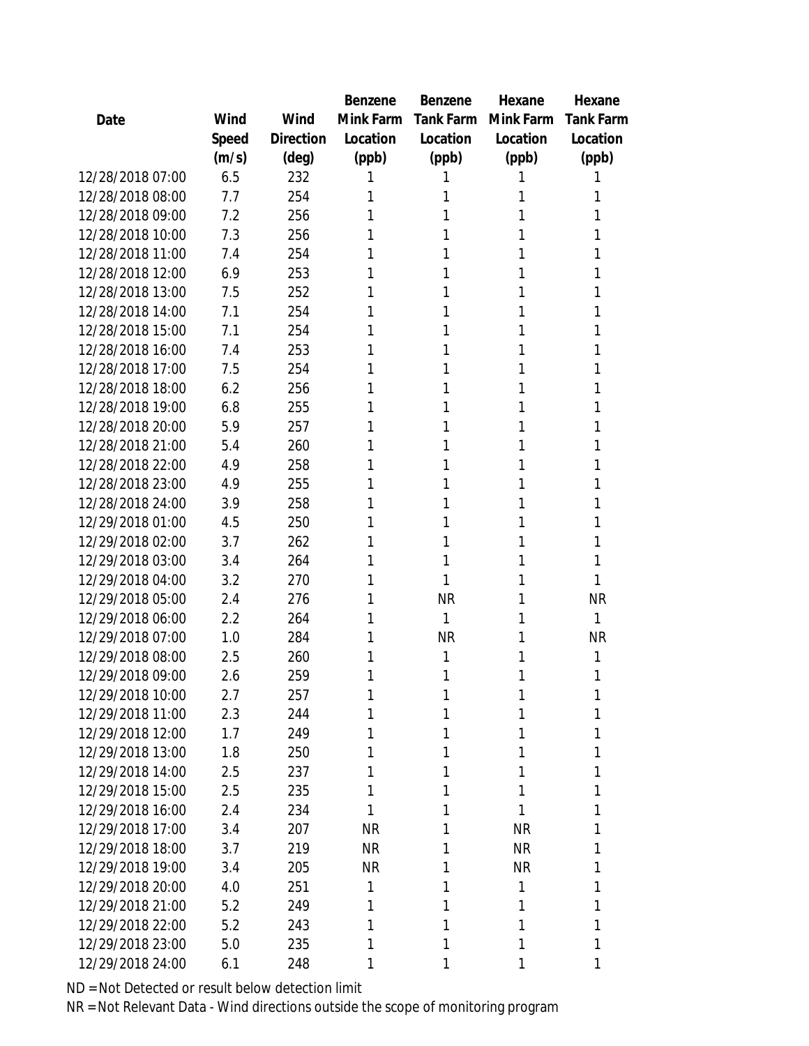| Date | Wind Speed (m/s) | Wind Direction (deg) | Benzene Mink Farm Location (ppb) | Benzene Tank Farm Location (ppb) | Hexane Mink Farm Location (ppb) | Hexane Tank Farm Location (ppb) |
|---|---|---|---|---|---|---|
| 12/28/2018 07:00 | 6.5 | 232 | 1 | 1 | 1 | 1 |
| 12/28/2018 08:00 | 7.7 | 254 | 1 | 1 | 1 | 1 |
| 12/28/2018 09:00 | 7.2 | 256 | 1 | 1 | 1 | 1 |
| 12/28/2018 10:00 | 7.3 | 256 | 1 | 1 | 1 | 1 |
| 12/28/2018 11:00 | 7.4 | 254 | 1 | 1 | 1 | 1 |
| 12/28/2018 12:00 | 6.9 | 253 | 1 | 1 | 1 | 1 |
| 12/28/2018 13:00 | 7.5 | 252 | 1 | 1 | 1 | 1 |
| 12/28/2018 14:00 | 7.1 | 254 | 1 | 1 | 1 | 1 |
| 12/28/2018 15:00 | 7.1 | 254 | 1 | 1 | 1 | 1 |
| 12/28/2018 16:00 | 7.4 | 253 | 1 | 1 | 1 | 1 |
| 12/28/2018 17:00 | 7.5 | 254 | 1 | 1 | 1 | 1 |
| 12/28/2018 18:00 | 6.2 | 256 | 1 | 1 | 1 | 1 |
| 12/28/2018 19:00 | 6.8 | 255 | 1 | 1 | 1 | 1 |
| 12/28/2018 20:00 | 5.9 | 257 | 1 | 1 | 1 | 1 |
| 12/28/2018 21:00 | 5.4 | 260 | 1 | 1 | 1 | 1 |
| 12/28/2018 22:00 | 4.9 | 258 | 1 | 1 | 1 | 1 |
| 12/28/2018 23:00 | 4.9 | 255 | 1 | 1 | 1 | 1 |
| 12/28/2018 24:00 | 3.9 | 258 | 1 | 1 | 1 | 1 |
| 12/29/2018 01:00 | 4.5 | 250 | 1 | 1 | 1 | 1 |
| 12/29/2018 02:00 | 3.7 | 262 | 1 | 1 | 1 | 1 |
| 12/29/2018 03:00 | 3.4 | 264 | 1 | 1 | 1 | 1 |
| 12/29/2018 04:00 | 3.2 | 270 | 1 | 1 | 1 | 1 |
| 12/29/2018 05:00 | 2.4 | 276 | 1 | NR | 1 | NR |
| 12/29/2018 06:00 | 2.2 | 264 | 1 | 1 | 1 | 1 |
| 12/29/2018 07:00 | 1.0 | 284 | 1 | NR | 1 | NR |
| 12/29/2018 08:00 | 2.5 | 260 | 1 | 1 | 1 | 1 |
| 12/29/2018 09:00 | 2.6 | 259 | 1 | 1 | 1 | 1 |
| 12/29/2018 10:00 | 2.7 | 257 | 1 | 1 | 1 | 1 |
| 12/29/2018 11:00 | 2.3 | 244 | 1 | 1 | 1 | 1 |
| 12/29/2018 12:00 | 1.7 | 249 | 1 | 1 | 1 | 1 |
| 12/29/2018 13:00 | 1.8 | 250 | 1 | 1 | 1 | 1 |
| 12/29/2018 14:00 | 2.5 | 237 | 1 | 1 | 1 | 1 |
| 12/29/2018 15:00 | 2.5 | 235 | 1 | 1 | 1 | 1 |
| 12/29/2018 16:00 | 2.4 | 234 | 1 | 1 | 1 | 1 |
| 12/29/2018 17:00 | 3.4 | 207 | NR | 1 | NR | 1 |
| 12/29/2018 18:00 | 3.7 | 219 | NR | 1 | NR | 1 |
| 12/29/2018 19:00 | 3.4 | 205 | NR | 1 | NR | 1 |
| 12/29/2018 20:00 | 4.0 | 251 | 1 | 1 | 1 | 1 |
| 12/29/2018 21:00 | 5.2 | 249 | 1 | 1 | 1 | 1 |
| 12/29/2018 22:00 | 5.2 | 243 | 1 | 1 | 1 | 1 |
| 12/29/2018 23:00 | 5.0 | 235 | 1 | 1 | 1 | 1 |
| 12/29/2018 24:00 | 6.1 | 248 | 1 | 1 | 1 | 1 |

ND = Not Detected or result below detection limit

NR = Not Relevant Data - Wind directions outside the scope of monitoring program